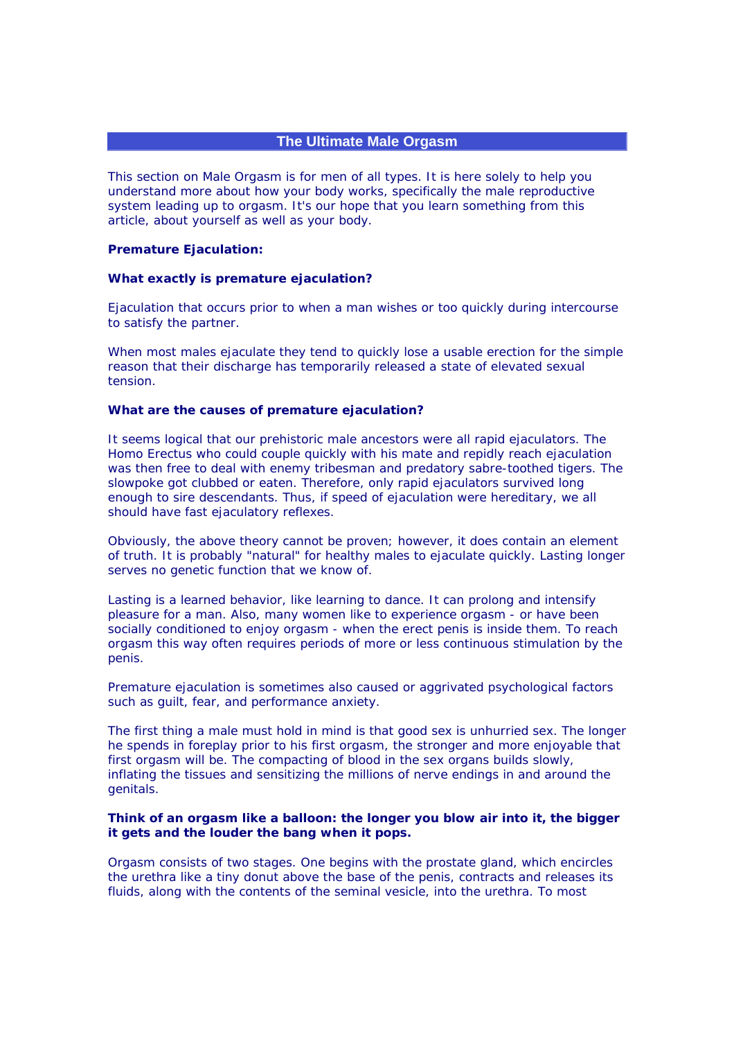# The Ultimate Male Orgasm

This section on Male Orgasm is for men of all types. It is here solely to help you understand more about how your body works, specifically the male reproductive system leading up to orgasm. It's our hope that you learn something from this article, about yourself as well as your body.

**Premature Ejaculation:**

**What exactly is premature ejaculation?**

Ejaculation that occurs prior to when a man wishes or too quickly during intercourse to satisfy the partner.

When most males ejaculate they tend to quickly lose a usable erection for the simple reason that their discharge has temporarily released a state of elevated sexual tension.

**What are the causes of premature ejaculation?**

It seems logical that our prehistoric male ancestors were all rapid ejaculators. The Homo Erectus who could couple quickly with his mate and repidly reach ejaculation was then free to deal with enemy tribesman and predatory sabre-toothed tigers. The slowpoke got clubbed or eaten. Therefore, only rapid ejaculators survived long enough to sire descendants. Thus, if speed of ejaculation were hereditary, we all should have fast ejaculatory reflexes.

Obviously, the above theory cannot be proven; however, it does contain an element of truth. It is probably "natural" for healthy males to ejaculate quickly. Lasting longer serves no genetic function that we know of.

Lasting is a learned behavior, like learning to dance. It can prolong and intensify pleasure for a man. Also, many women like to experience orgasm - or have been socially conditioned to enjoy orgasm - when the erect penis is inside them. To reach orgasm this way often requires periods of more or less continuous stimulation by the penis.

Premature ejaculation is sometimes also caused or aggrivated psychological factors such as guilt, fear, and performance anxiety.

The first thing a male must hold in mind is that good sex is unhurried sex. The longer he spends in foreplay prior to his first orgasm, the stronger and more enjoyable that first orgasm will be. The compacting of blood in the sex organs builds slowly, inflating the tissues and sensitizing the millions of nerve endings in and around the genitals.

**Think of an orgasm like a balloon: the longer you blow air into it, the bigger it gets and the louder the bang when it pops.**

Orgasm consists of two stages. One begins with the prostate gland, which encircles the urethra like a tiny donut above the base of the penis, contracts and releases its fluids, along with the contents of the seminal vesicle, into the urethra. To most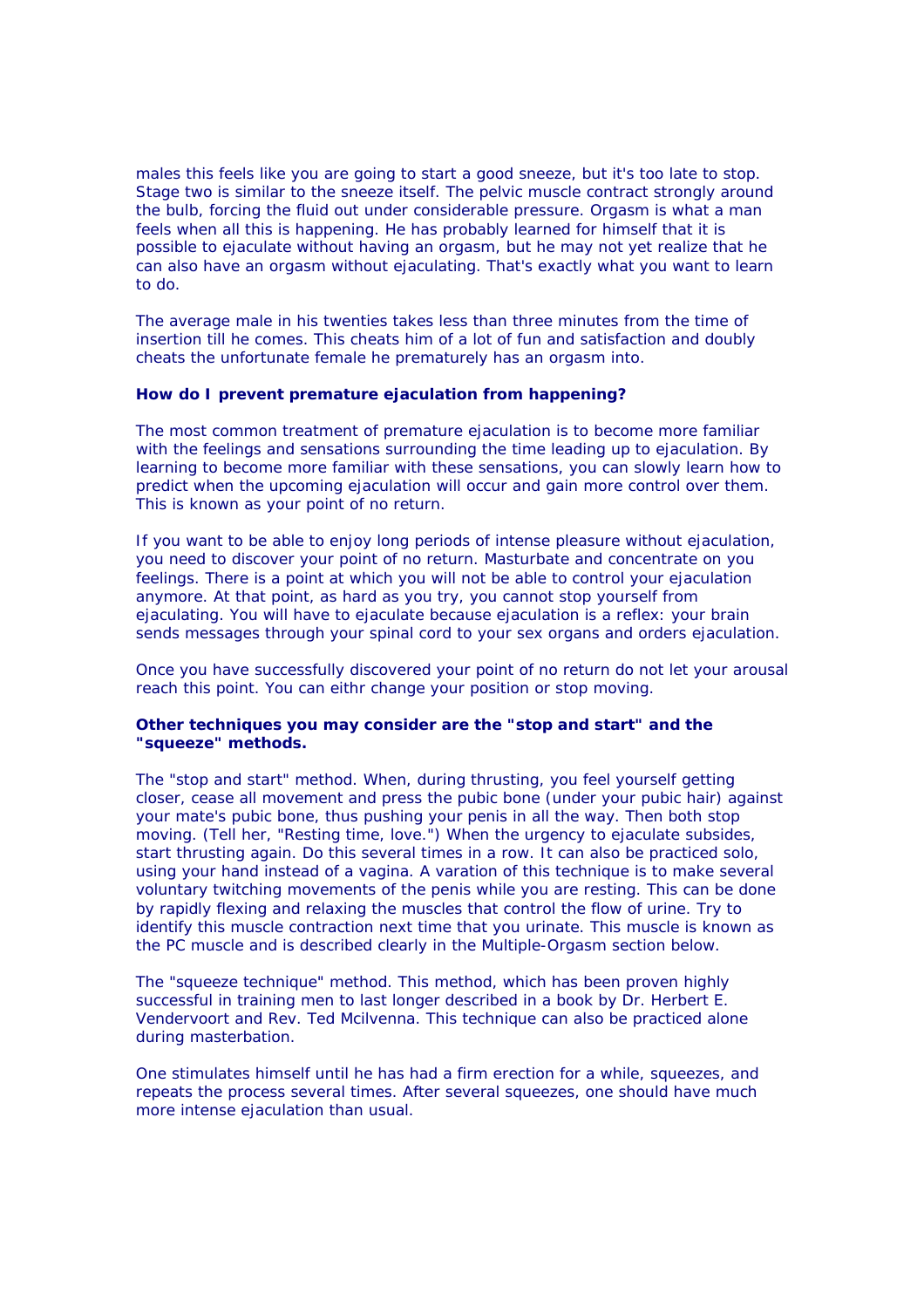males this feels like you are going to start a good sneeze, but it's too late to stop. Stage two is similar to the sneeze itself. The pelvic muscle contract strongly around the bulb, forcing the fluid out under considerable pressure. Orgasm is what a man feels when all this is happening. He has probably learned for himself that it is possible to ejaculate without having an orgasm, but he may not yet realize that he can also have an orgasm without ejaculating. That's exactly what you want to learn to do.

The average male in his twenties takes less than three minutes from the time of insertion till he comes. This cheats him of a lot of fun and satisfaction and doubly cheats the unfortunate female he prematurely has an orgasm into.

**How do I prevent premature ejaculation from happening?**

The most common treatment of premature ejaculation is to become more familiar with the feelings and sensations surrounding the time leading up to ejaculation. By learning to become more familiar with these sensations, you can slowly learn how to predict when the upcoming ejaculation will occur and gain more control over them. This is known as your point of no return.

If you want to be able to enjoy long periods of intense pleasure without ejaculation, you need to discover your point of no return. Masturbate and concentrate on you feelings. There is a point at which you will not be able to control your ejaculation anymore. At that point, as hard as you try, you cannot stop yourself from ejaculating. You will have to ejaculate because ejaculation is a reflex: your brain sends messages through your spinal cord to your sex organs and orders ejaculation.

Once you have successfully discovered your point of no return do not let your arousal reach this point. You can eithr change your position or stop moving.

**Other techniques you may consider are the "stop and start" and the "squeeze" methods.**

The "stop and start" method. When, during thrusting, you feel yourself getting closer, cease all movement and press the pubic bone (under your pubic hair) against your mate's pubic bone, thus pushing your penis in all the way. Then both stop moving. (Tell her, "Resting time, love.") When the urgency to ejaculate subsides, start thrusting again. Do this several times in a row. It can also be practiced solo, using your hand instead of a vagina. A varation of this technique is to make several voluntary twitching movements of the penis while you are resting. This can be done by rapidly flexing and relaxing the muscles that control the flow of urine. Try to identify this muscle contraction next time that you urinate. This muscle is known as the PC muscle and is described clearly in the Multiple-Orgasm section below.

The "squeeze technique" method. This method, which has been proven highly successful in training men to last longer described in a book by Dr. Herbert E. Vendervoort and Rev. Ted Mcilvenna. This technique can also be practiced alone during masterbation.

One stimulates himself until he has had a firm erection for a while, squeezes, and repeats the process several times. After several squeezes, one should have much more intense ejaculation than usual.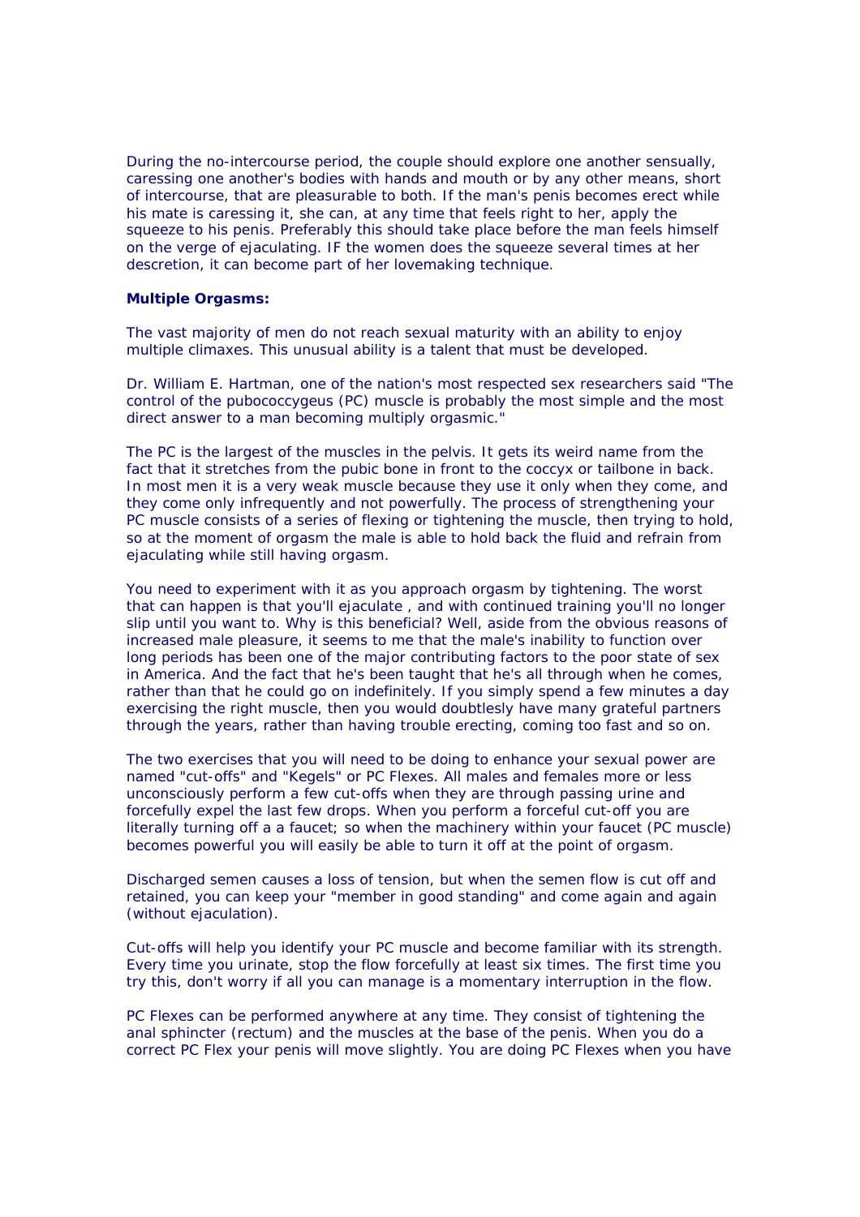During the no-intercourse period, the couple should explore one another sensually, caressing one another's bodies with hands and mouth or by any other means, short of intercourse, that are pleasurable to both. If the man's penis becomes erect while his mate is caressing it, she can, at any time that feels right to her, apply the squeeze to his penis. Preferably this should take place before the man feels himself on the verge of ejaculating. IF the women does the squeeze several times at her descretion, it can become part of her lovemaking technique.

**Multiple Orgasms:**

The vast majority of men do not reach sexual maturity with an ability to enjoy multiple climaxes. This unusual ability is a talent that must be developed.

Dr. William E. Hartman, one of the nation's most respected sex researchers said "The control of the pubococcygeus (PC) muscle is probably the most simple and the most direct answer to a man becoming multiply orgasmic."

The PC is the largest of the muscles in the pelvis. It gets its weird name from the fact that it stretches from the pubic bone in front to the coccyx or tailbone in back. In most men it is a very weak muscle because they use it only when they come, and they come only infrequently and not powerfully. The process of strengthening your PC muscle consists of a series of flexing or tightening the muscle, then trying to hold, so at the moment of orgasm the male is able to hold back the fluid and refrain from ejaculating while still having orgasm.

You need to experiment with it as you approach orgasm by tightening. The worst that can happen is that you'll ejaculate , and with continued training you'll no longer slip until you want to. Why is this beneficial? Well, aside from the obvious reasons of increased male pleasure, it seems to me that the male's inability to function over long periods has been one of the major contributing factors to the poor state of sex in America. And the fact that he's been taught that he's all through when he comes, rather than that he could go on indefinitely. If you simply spend a few minutes a day exercising the right muscle, then you would doubtlesly have many grateful partners through the years, rather than having trouble erecting, coming too fast and so on.

The two exercises that you will need to be doing to enhance your sexual power are named "cut-offs" and "Kegels" or PC Flexes. All males and females more or less unconsciously perform a few cut-offs when they are through passing urine and forcefully expel the last few drops. When you perform a forceful cut-off you are literally turning off a a faucet; so when the machinery within your faucet (PC muscle) becomes powerful you will easily be able to turn it off at the point of orgasm.

Discharged semen causes a loss of tension, but when the semen flow is cut off and retained, you can keep your "member in good standing" and come again and again (without ejaculation).

Cut-offs will help you identify your PC muscle and become familiar with its strength. Every time you urinate, stop the flow forcefully at least six times. The first time you try this, don't worry if all you can manage is a momentary interruption in the flow.

PC Flexes can be performed anywhere at any time. They consist of tightening the anal sphincter (rectum) and the muscles at the base of the penis. When you do a correct PC Flex your penis will move slightly. You are doing PC Flexes when you have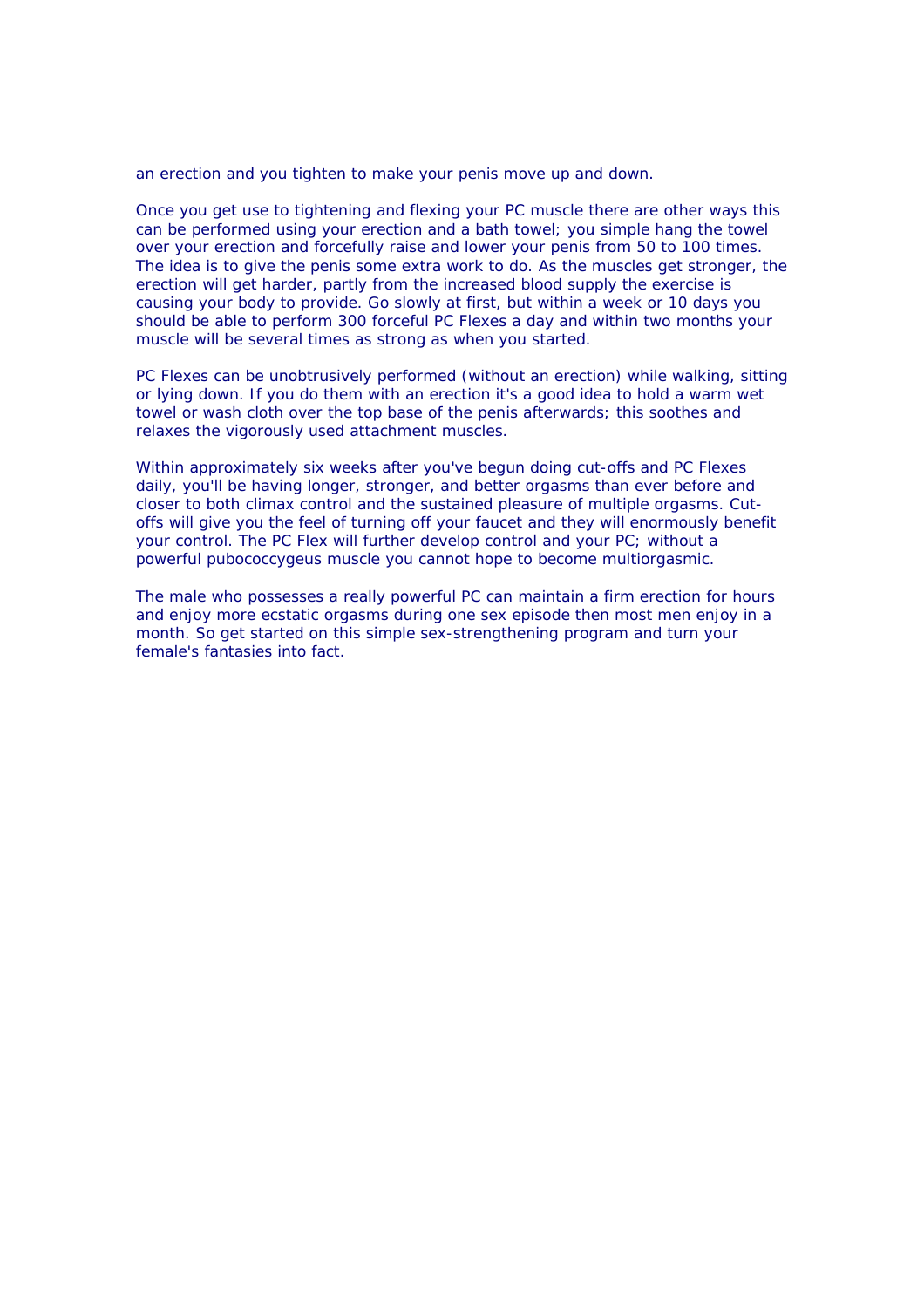an erection and you tighten to make your penis move up and down.

Once you get use to tightening and flexing your PC muscle there are other ways this can be performed using your erection and a bath towel; you simple hang the towel over your erection and forcefully raise and lower your penis from 50 to 100 times. The idea is to give the penis some extra work to do. As the muscles get stronger, the erection will get harder, partly from the increased blood supply the exercise is causing your body to provide. Go slowly at first, but within a week or 10 days you should be able to perform 300 forceful PC Flexes a day and within two months your muscle will be several times as strong as when you started.

PC Flexes can be unobtrusively performed (without an erection) while walking, sitting or lying down. If you do them with an erection it's a good idea to hold a warm wet towel or wash cloth over the top base of the penis afterwards; this soothes and relaxes the vigorously used attachment muscles.

Within approximately six weeks after you've begun doing cut-offs and PC Flexes daily, you'll be having longer, stronger, and better orgasms than ever before and closer to both climax control and the sustained pleasure of multiple orgasms. Cut-offs will give you the feel of turning off your faucet and they will enormously benefit your control. The PC Flex will further develop control and your PC; without a powerful pubococcygeus muscle you cannot hope to become multiorgasmic.

The male who possesses a really powerful PC can maintain a firm erection for hours and enjoy more ecstatic orgasms during one sex episode then most men enjoy in a month. So get started on this simple sex-strengthening program and turn your female's fantasies into fact.